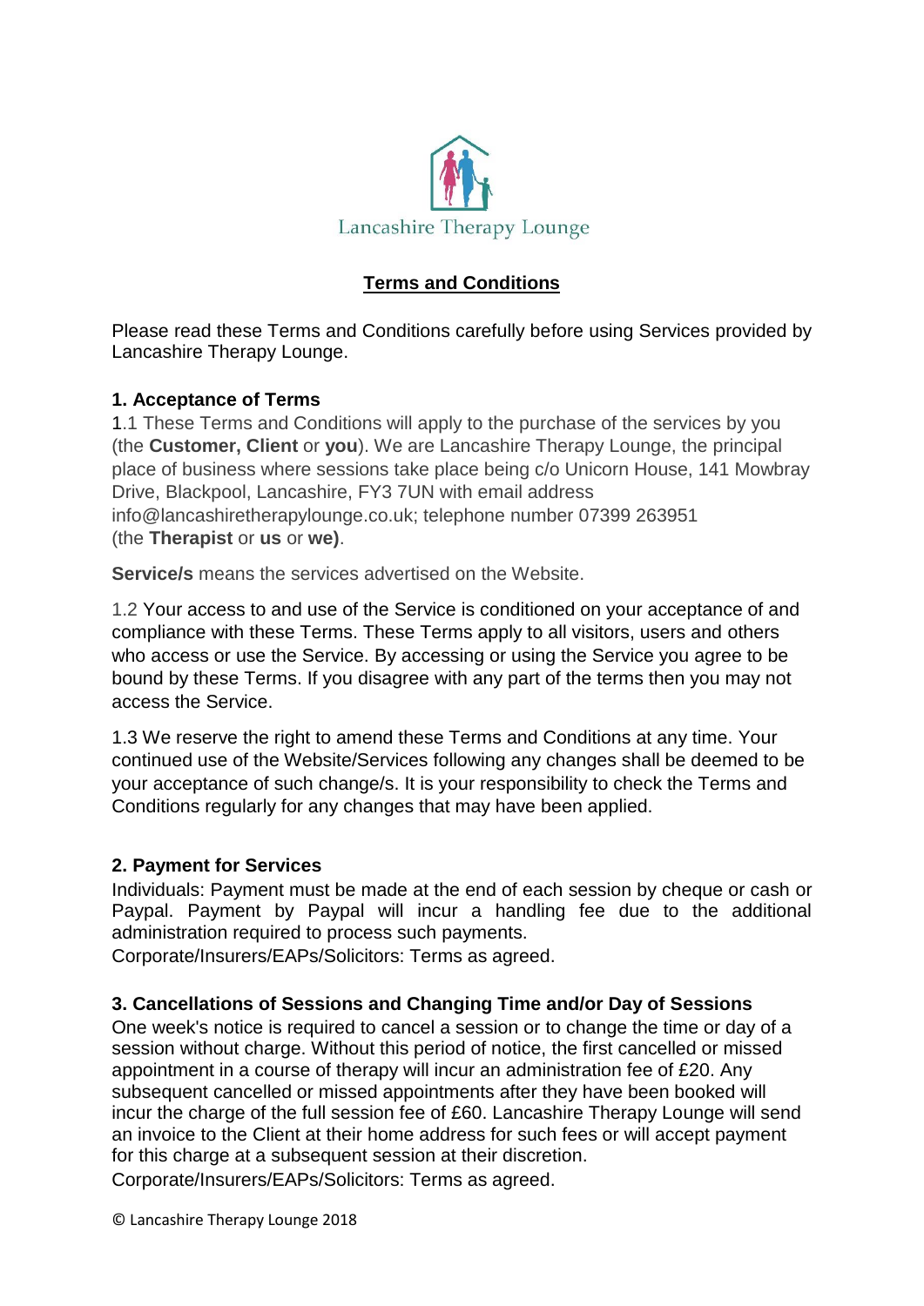Lancashire Therapy Lounge

# Terms and Conditions

Please read these Terms and Conditions carefully before using Services provided by Lancashire Therapy Lounge.

### 1. Acceptance of Terms

1.1 These Terms and Conditions will apply to the purchase of the services by you (the **Customer, Client** or **you**). We are Lancashire Therapy Lounge, the principal place of business where sessions take place being c/o Unicorn House, 141 Mowbray Drive, Blackpool, Lancashire, FY3 7UN with email address info@lancashiretherapylounge.co.uk; telephone number 07399 263951 (the **Therapist** or **us** or **we)**.

**Service/s** means the services advertised on the Website.

1.2 Your access to and use of the Service is conditioned on your acceptance of and compliance with these Terms. These Terms apply to all visitors, users and others who access or use the Service. By accessing or using the Service you agree to be bound by these Terms. If you disagree with any part of the terms then you may not access the Service.

1.3 We reserve the right to amend these Terms and Conditions at any time. Your continued use of the Website/Services following any changes shall be deemed to be your acceptance of such change/s. It is your responsibility to check the Terms and Conditions regularly for any changes that may have been applied.

### 2. Payment for Services

Individuals: Payment must be made at the end of each session by cheque or cash or Paypal. Payment by Paypal will incur a handling fee due to the additional administration required to process such payments.
Corporate/Insurers/EAPs/Solicitors: Terms as agreed.

### 3. Cancellations of Sessions and Changing Time and/or Day of Sessions

One week's notice is required to cancel a session or to change the time or day of a session without charge. Without this period of notice, the first cancelled or missed appointment in a course of therapy will incur an administration fee of £20. Any subsequent cancelled or missed appointments after they have been booked will incur the charge of the full session fee of £60. Lancashire Therapy Lounge will send an invoice to the Client at their home address for such fees or will accept payment for this charge at a subsequent session at their discretion.
Corporate/Insurers/EAPs/Solicitors: Terms as agreed.

© Lancashire Therapy Lounge 2018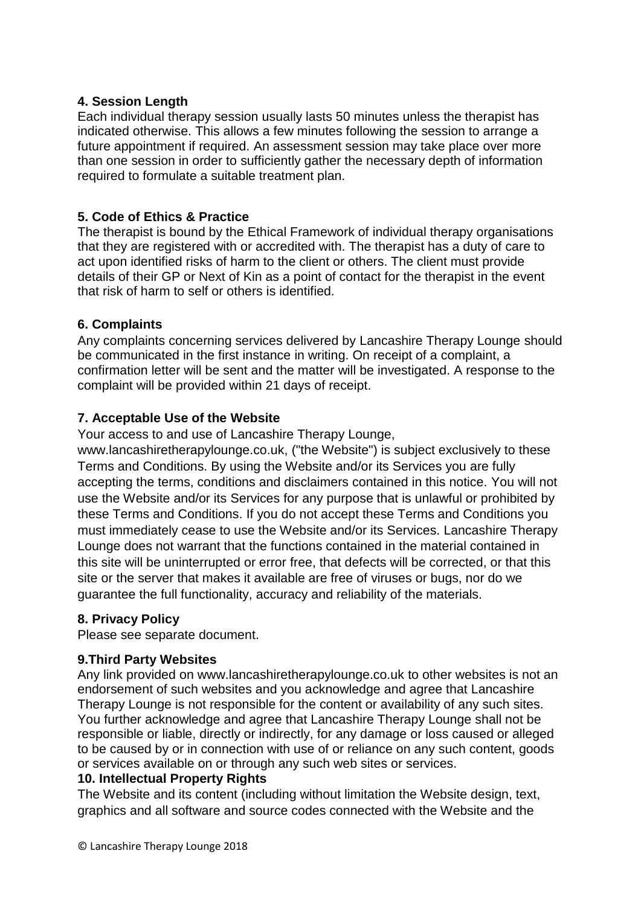## 4. Session Length

Each individual therapy session usually lasts 50 minutes unless the therapist has indicated otherwise. This allows a few minutes following the session to arrange a future appointment if required. An assessment session may take place over more than one session in order to sufficiently gather the necessary depth of information required to formulate a suitable treatment plan.

## 5. Code of Ethics & Practice

The therapist is bound by the Ethical Framework of individual therapy organisations that they are registered with or accredited with. The therapist has a duty of care to act upon identified risks of harm to the client or others. The client must provide details of their GP or Next of Kin as a point of contact for the therapist in the event that risk of harm to self or others is identified.

## 6. Complaints

Any complaints concerning services delivered by Lancashire Therapy Lounge should be communicated in the first instance in writing. On receipt of a complaint, a confirmation letter will be sent and the matter will be investigated. A response to the complaint will be provided within 21 days of receipt.

## 7. Acceptable Use of the Website

Your access to and use of Lancashire Therapy Lounge, www.lancashiretherapylounge.co.uk, ("the Website") is subject exclusively to these Terms and Conditions. By using the Website and/or its Services you are fully accepting the terms, conditions and disclaimers contained in this notice. You will not use the Website and/or its Services for any purpose that is unlawful or prohibited by these Terms and Conditions. If you do not accept these Terms and Conditions you must immediately cease to use the Website and/or its Services. Lancashire Therapy Lounge does not warrant that the functions contained in the material contained in this site will be uninterrupted or error free, that defects will be corrected, or that this site or the server that makes it available are free of viruses or bugs, nor do we guarantee the full functionality, accuracy and reliability of the materials.

## 8. Privacy Policy

Please see separate document.

## 9.Third Party Websites

Any link provided on www.lancashiretherapylounge.co.uk to other websites is not an endorsement of such websites and you acknowledge and agree that Lancashire Therapy Lounge is not responsible for the content or availability of any such sites. You further acknowledge and agree that Lancashire Therapy Lounge shall not be responsible or liable, directly or indirectly, for any damage or loss caused or alleged to be caused by or in connection with use of or reliance on any such content, goods or services available on or through any such web sites or services.

## 10. Intellectual Property Rights

The Website and its content (including without limitation the Website design, text, graphics and all software and source codes connected with the Website and the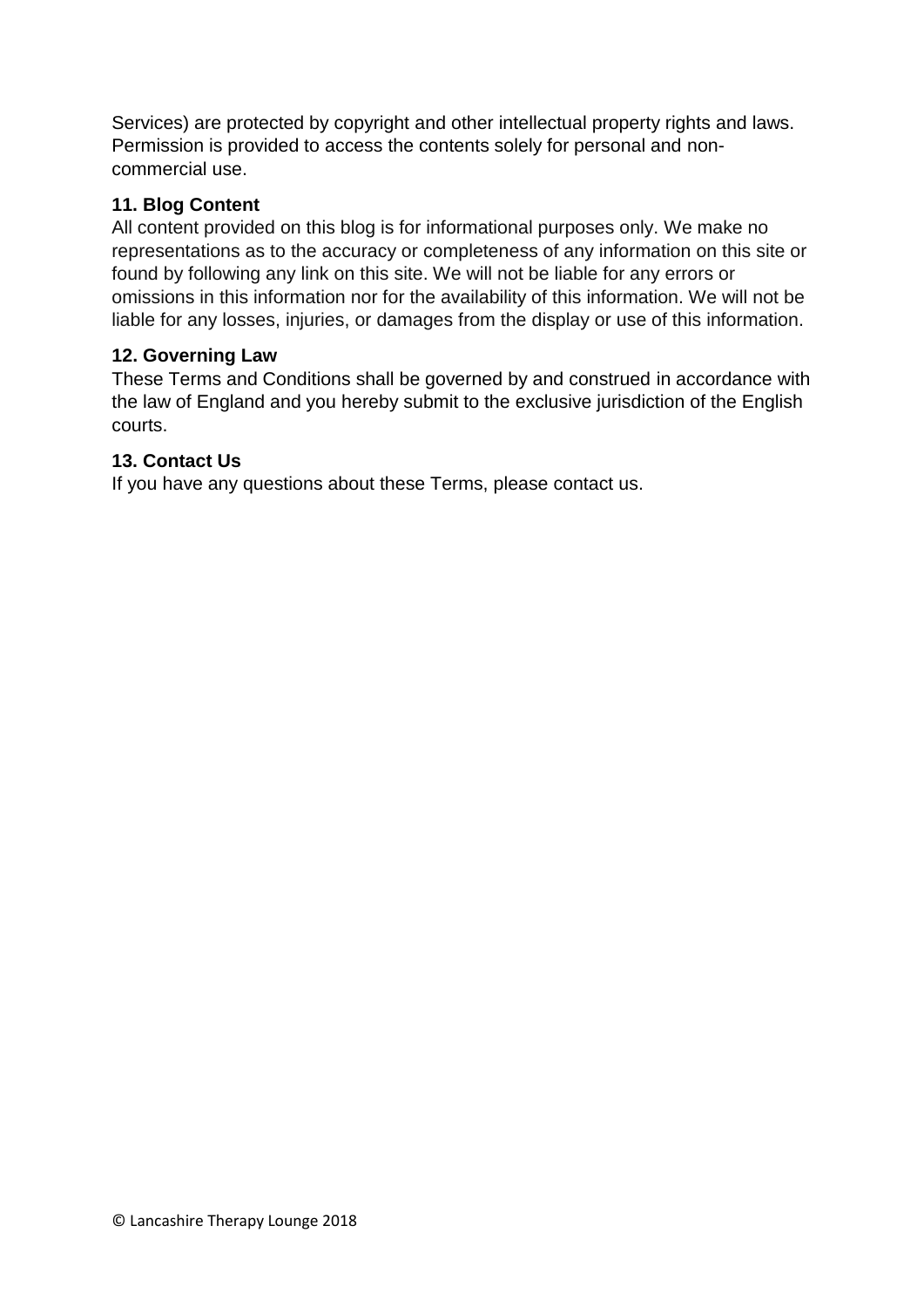Services) are protected by copyright and other intellectual property rights and laws. Permission is provided to access the contents solely for personal and non-commercial use.

**11. Blog Content**

All content provided on this blog is for informational purposes only. We make no representations as to the accuracy or completeness of any information on this site or found by following any link on this site. We will not be liable for any errors or omissions in this information nor for the availability of this information. We will not be liable for any losses, injuries, or damages from the display or use of this information.

**12. Governing Law**

These Terms and Conditions shall be governed by and construed in accordance with the law of England and you hereby submit to the exclusive jurisdiction of the English courts.

**13. Contact Us**

If you have any questions about these Terms, please contact us.

© Lancashire Therapy Lounge 2018